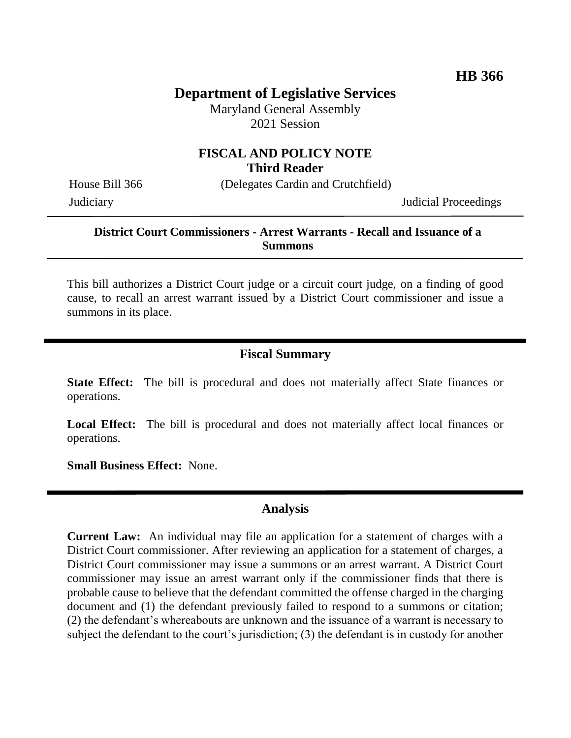**HB 366**

# Department of Legislative Services

Maryland General Assembly
2021 Session

## FISCAL AND POLICY NOTE
**Third Reader**

House Bill 366 (Delegates Cardin and Crutchfield)

Judiciary Judicial Proceedings

---

**District Court Commissioners - Arrest Warrants - Recall and Issuance of a Summons**

---

This bill authorizes a District Court judge or a circuit court judge, on a finding of good cause, to recall an arrest warrant issued by a District Court commissioner and issue a summons in its place.

---

## Fiscal Summary

**State Effect:** The bill is procedural and does not materially affect State finances or operations.

**Local Effect:** The bill is procedural and does not materially affect local finances or operations.

**Small Business Effect:** None.

---

## Analysis

**Current Law:** An individual may file an application for a statement of charges with a District Court commissioner. After reviewing an application for a statement of charges, a District Court commissioner may issue a summons or an arrest warrant. A District Court commissioner may issue an arrest warrant only if the commissioner finds that there is probable cause to believe that the defendant committed the offense charged in the charging document and (1) the defendant previously failed to respond to a summons or citation; (2) the defendant's whereabouts are unknown and the issuance of a warrant is necessary to subject the defendant to the court's jurisdiction; (3) the defendant is in custody for another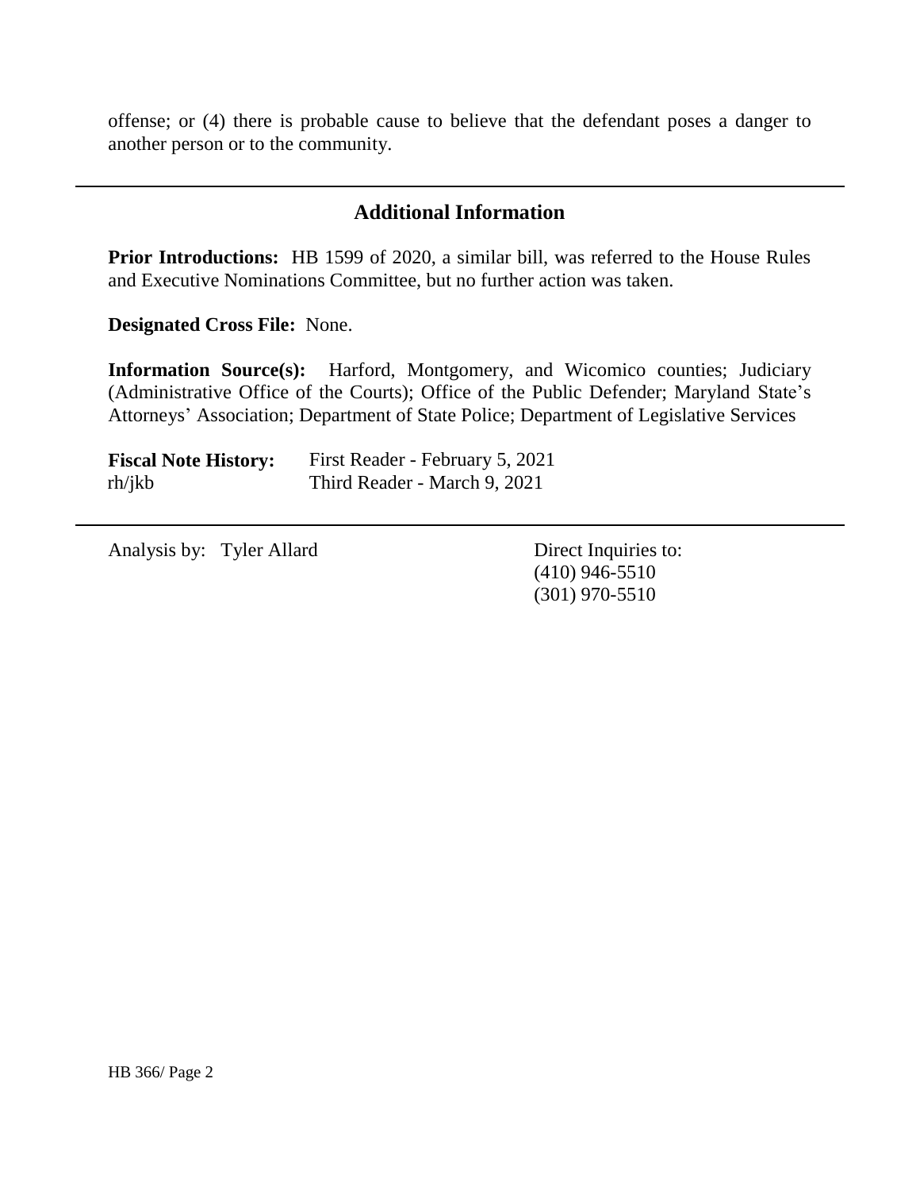offense; or (4) there is probable cause to believe that the defendant poses a danger to another person or to the community.

## Additional Information

**Prior Introductions:** HB 1599 of 2020, a similar bill, was referred to the House Rules and Executive Nominations Committee, but no further action was taken.

**Designated Cross File:** None.

**Information Source(s):** Harford, Montgomery, and Wicomico counties; Judiciary (Administrative Office of the Courts); Office of the Public Defender; Maryland State's Attorneys' Association; Department of State Police; Department of Legislative Services

| | |
|---|---|
| **Fiscal Note History:** | First Reader - February 5, 2021 |
| rh/jkb | Third Reader - March 9, 2021 |

Analysis by: Tyler Allard

Direct Inquiries to:
(410) 946-5510
(301) 970-5510